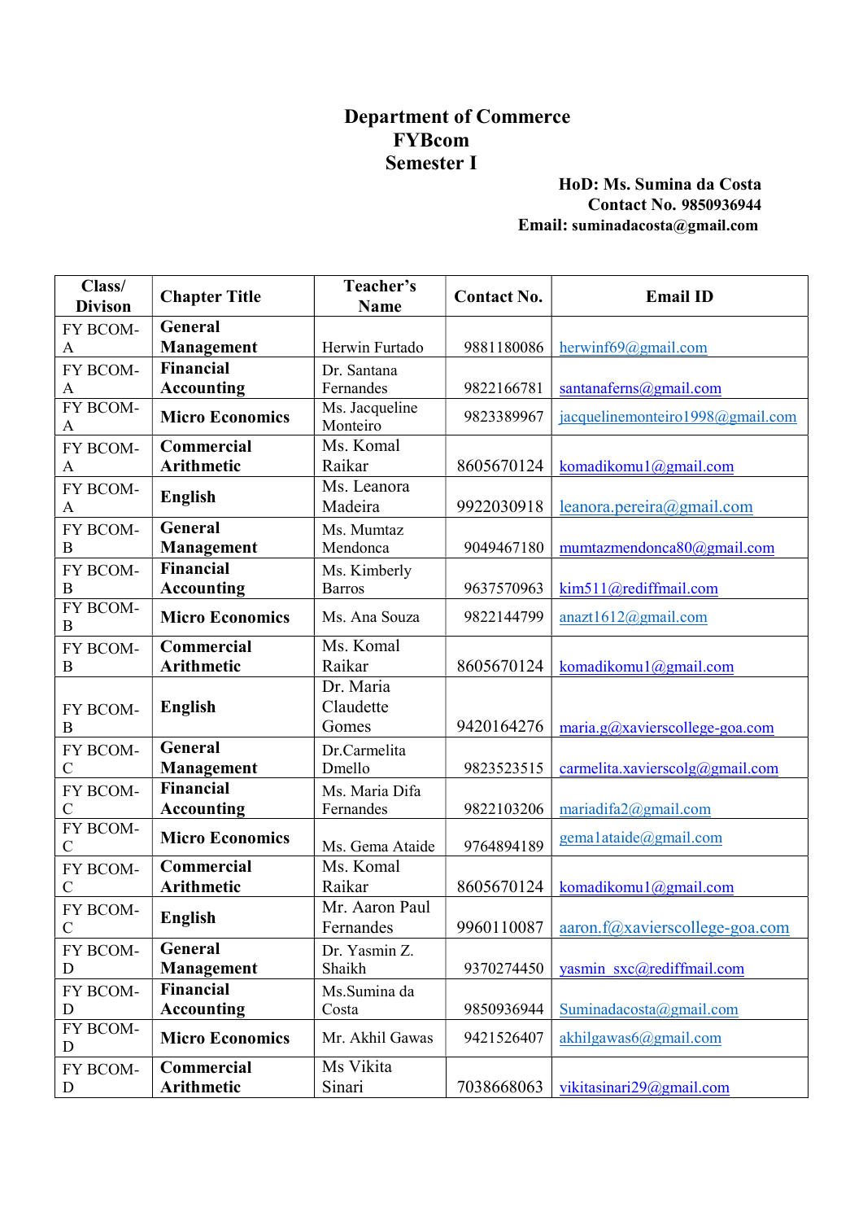# Department of Commerce

## FYBcom

## Semester I

**HoD: Ms. Sumina da Costa**
**Contact No. 9850936944**
**Email: suminadacosta@gmail.com**

| Class/ Divison | Chapter Title | Teacher's Name | Contact No. | Email ID |
|---|---|---|---|---|
| FY BCOM-A | **General Management** | Herwin Furtado | 9881180086 | herwinf69@gmail.com |
| FY BCOM-A | **Financial Accounting** | Dr. Santana Fernandes | 9822166781 | santanaferns@gmail.com |
| FY BCOM-A | **Micro Economics** | Ms. Jacqueline Monteiro | 9823389967 | jacquelinemonteiro1998@gmail.com |
| FY BCOM-A | **Commercial Arithmetic** | Ms. Komal Raikar | 8605670124 | komadikomu1@gmail.com |
| FY BCOM-A | **English** | Ms. Leanora Madeira | 9922030918 | leanora.pereira@gmail.com |
| FY BCOM-B | **General Management** | Ms. Mumtaz Mendonca | 9049467180 | mumtazmendonca80@gmail.com |
| FY BCOM-B | **Financial Accounting** | Ms. Kimberly Barros | 9637570963 | kim511@rediffmail.com |
| FY BCOM-B | **Micro Economics** | Ms. Ana Souza | 9822144799 | anazt1612@gmail.com |
| FY BCOM-B | **Commercial Arithmetic** | Ms. Komal Raikar | 8605670124 | komadikomu1@gmail.com |
| FY BCOM-B | **English** | Dr. Maria Claudette Gomes | 9420164276 | maria.g@xavierscollege-goa.com |
| FY BCOM-C | **General Management** | Dr.Carmelita Dmello | 9823523515 | carmelita.xavierscolg@gmail.com |
| FY BCOM-C | **Financial Accounting** | Ms. Maria Difa Fernandes | 9822103206 | mariadifa2@gmail.com |
| FY BCOM-C | **Micro Economics** | Ms. Gema Ataide | 9764894189 | gema1ataide@gmail.com |
| FY BCOM-C | **Commercial Arithmetic** | Ms. Komal Raikar | 8605670124 | komadikomu1@gmail.com |
| FY BCOM-C | **English** | Mr. Aaron Paul Fernandes | 9960110087 | aaron.f@xavierscollege-goa.com |
| FY BCOM-D | **General Management** | Dr. Yasmin Z. Shaikh | 9370274450 | yasmin_sxc@rediffmail.com |
| FY BCOM-D | **Financial Accounting** | Ms.Sumina da Costa | 9850936944 | Suminadacosta@gmail.com |
| FY BCOM-D | **Micro Economics** | Mr. Akhil Gawas | 9421526407 | akhilgawas6@gmail.com |
| FY BCOM-D | **Commercial Arithmetic** | Ms Vikita Sinari | 7038668063 | vikitasinari29@gmail.com |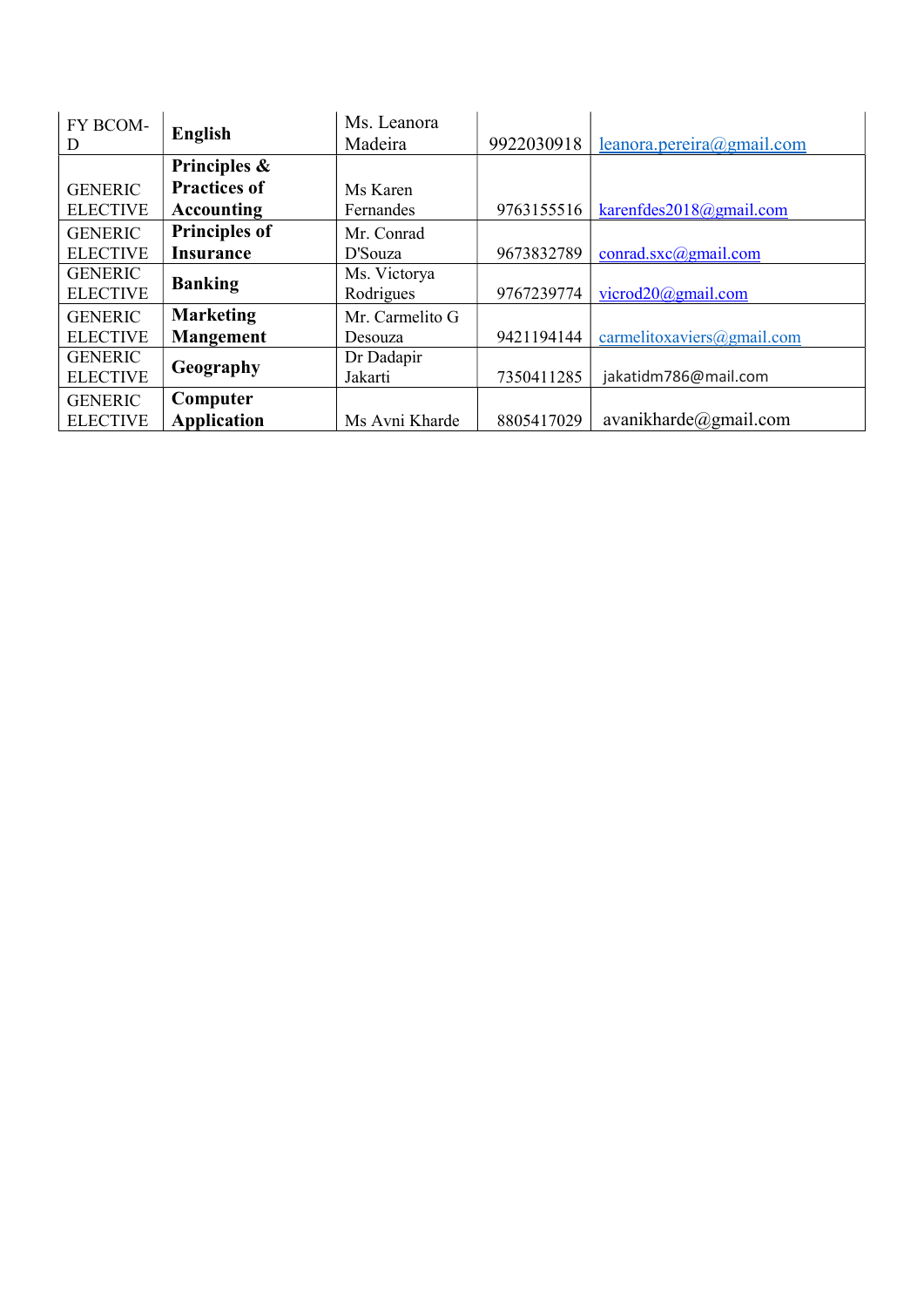| FY BCOM-D | **English** | Ms. Leanora Madeira | 9922030918 | leanora.pereira@gmail.com |
|---|---|---|---|---|
| GENERIC ELECTIVE | **Principles & Practices of Accounting** | Ms Karen Fernandes | 9763155516 | karenfdes2018@gmail.com |
| GENERIC ELECTIVE | **Principles of Insurance** | Mr. Conrad D'Souza | 9673832789 | conrad.sxc@gmail.com |
| GENERIC ELECTIVE | **Banking** | Ms. Victorya Rodrigues | 9767239774 | vicrod20@gmail.com |
| GENERIC ELECTIVE | **Marketing Mangement** | Mr. Carmelito G Desouza | 9421194144 | carmelitoxaviers@gmail.com |
| GENERIC ELECTIVE | **Geography** | Dr Dadapir Jakarti | 7350411285 | jakatidm786@mail.com |
| GENERIC ELECTIVE | **Computer Application** | Ms Avni Kharde | 8805417029 | avanikharde@gmail.com |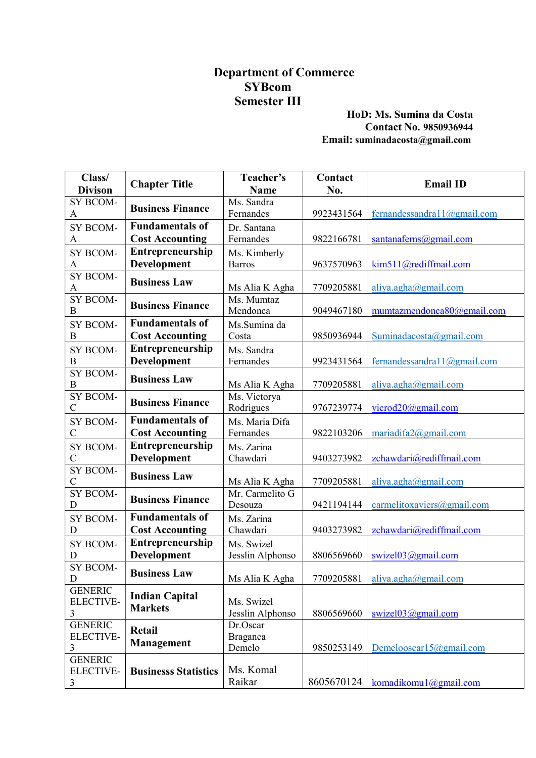# Department of Commerce
## SYBcom
## Semester III

**HoD: Ms. Sumina da Costa**
**Contact No. 9850936944**
**Email: suminadacosta@gmail.com**

| Class/ Divison | Chapter Title | Teacher's Name | Contact No. | Email ID |
|---|---|---|---|---|
| SY BCOM-A | **Business Finance** | Ms. Sandra Fernandes | 9923431564 | fernandessandra11@gmail.com |
| SY BCOM-A | **Fundamentals of Cost Accounting** | Dr. Santana Fernandes | 9822166781 | santanaferns@gmail.com |
| SY BCOM-A | **Entrepreneurship Development** | Ms. Kimberly Barros | 9637570963 | kim511@rediffmail.com |
| SY BCOM-A | **Business Law** | Ms Alia K Agha | 7709205881 | aliya.agha@gmail.com |
| SY BCOM-B | **Business Finance** | Ms. Mumtaz Mendonca | 9049467180 | mumtazmendonca80@gmail.com |
| SY BCOM-B | **Fundamentals of Cost Accounting** | Ms.Sumina da Costa | 9850936944 | Suminadacosta@gmail.com |
| SY BCOM-B | **Entrepreneurship Development** | Ms. Sandra Fernandes | 9923431564 | fernandessandra11@gmail.com |
| SY BCOM-B | **Business Law** | Ms Alia K Agha | 7709205881 | aliya.agha@gmail.com |
| SY BCOM-C | **Business Finance** | Ms. Victorya Rodrigues | 9767239774 | vicrod20@gmail.com |
| SY BCOM-C | **Fundamentals of Cost Accounting** | Ms. Maria Difa Fernandes | 9822103206 | mariadifa2@gmail.com |
| SY BCOM-C | **Entrepreneurship Development** | Ms. Zarina Chawdari | 9403273982 | zchawdari@rediffmail.com |
| SY BCOM-C | **Business Law** | Ms Alia K Agha | 7709205881 | aliya.agha@gmail.com |
| SY BCOM-D | **Business Finance** | Mr. Carmelito G Desouza | 9421194144 | carmelitoxaviers@gmail.com |
| SY BCOM-D | **Fundamentals of Cost Accounting** | Ms. Zarina Chawdari | 9403273982 | zchawdari@rediffmail.com |
| SY BCOM-D | **Entrepreneurship Development** | Ms. Swizel Jesslin Alphonso | 8806569660 | swizel03@gmail.com |
| SY BCOM-D | **Business Law** | Ms Alia K Agha | 7709205881 | aliya.agha@gmail.com |
| GENERIC ELECTIVE-3 | **Indian Capital Markets** | Ms. Swizel Jesslin Alphonso | 8806569660 | swizel03@gmail.com |
| GENERIC ELECTIVE-3 | **Retail Management** | Dr.Oscar Braganca Demelo | 9850253149 | Demelooscar15@gmail.com |
| GENERIC ELECTIVE-3 | **Businesss Statistics** | Ms. Komal Raikar | 8605670124 | komadikomu1@gmail.com |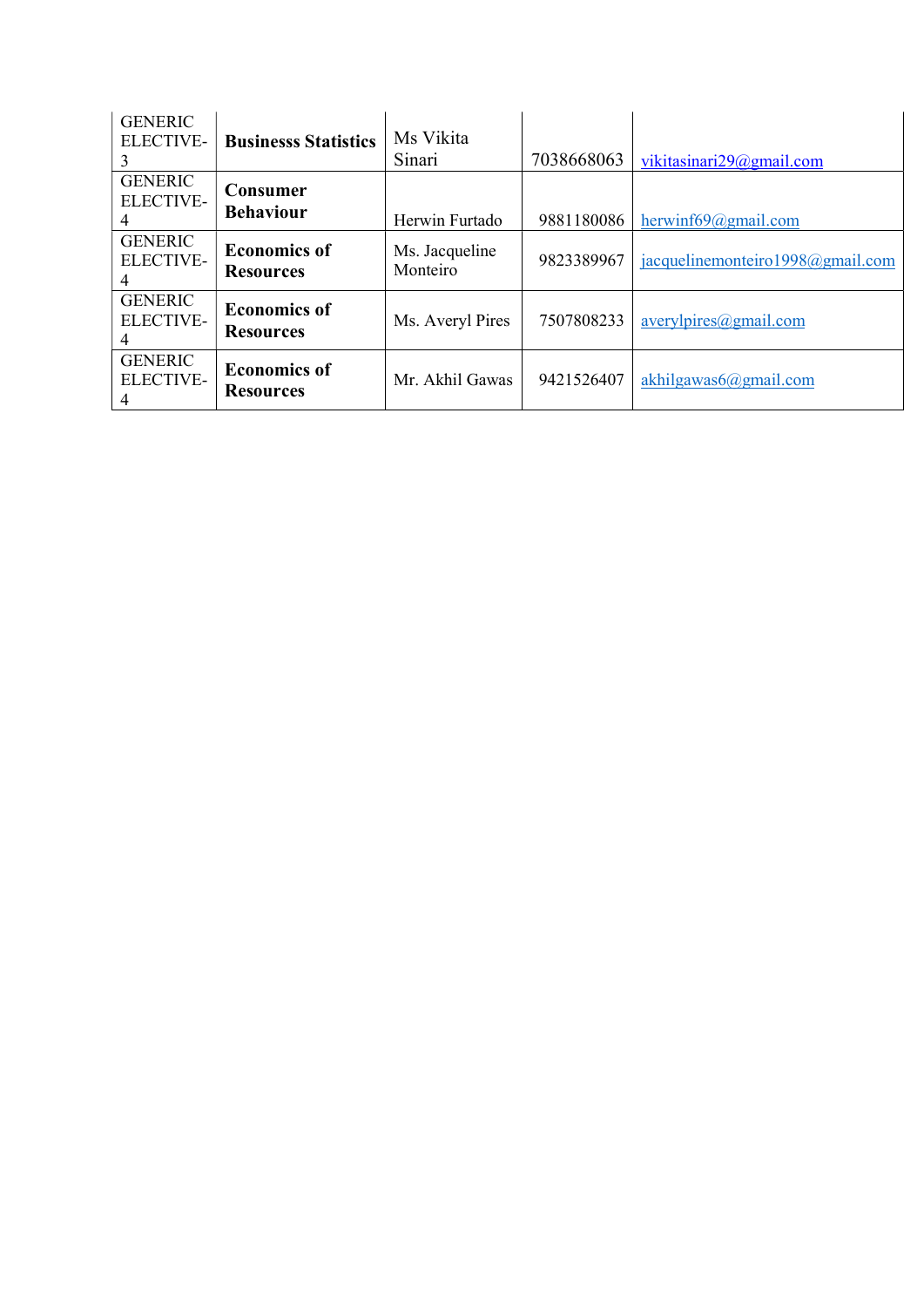| GENERIC ELECTIVE-3 | **Businesss Statistics** | Ms Vikita Sinari | 7038668063 | vikitasinari29@gmail.com |
|---|---|---|---|---|
| GENERIC ELECTIVE-4 | **Consumer Behaviour** | Herwin Furtado | 9881180086 | herwinf69@gmail.com |
| GENERIC ELECTIVE-4 | **Economics of Resources** | Ms. Jacqueline Monteiro | 9823389967 | jacquelinemonteiro1998@gmail.com |
| GENERIC ELECTIVE-4 | **Economics of Resources** | Ms. Averyl Pires | 7507808233 | averylpires@gmail.com |
| GENERIC ELECTIVE-4 | **Economics of Resources** | Mr. Akhil Gawas | 9421526407 | akhilgawas6@gmail.com |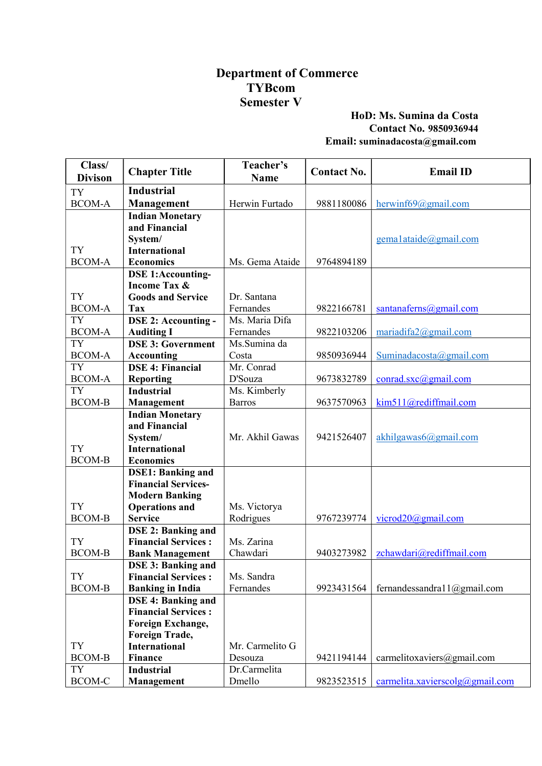# Department of Commerce
## TYBcom
## Semester V

**HoD: Ms. Sumina da Costa**
**Contact No. 9850936944**
**Email: suminadacosta@gmail.com**

| Class/ Divison | Chapter Title | Teacher's Name | Contact No. | Email ID |
|---|---|---|---|---|
| TY BCOM-A | **Industrial Management** | Herwin Furtado | 9881180086 | herwinf69@gmail.com |
| TY BCOM-A | **Indian Monetary and Financial System/ International Economics** | Ms. Gema Ataide | 9764894189 | gema1ataide@gmail.com |
| TY BCOM-A | **DSE 1:Accounting-Income Tax & Goods and Service Tax** | Dr. Santana Fernandes | 9822166781 | santanaferns@gmail.com |
| TY BCOM-A | **DSE 2: Accounting - Auditing I** | Ms. Maria Difa Fernandes | 9822103206 | mariadifa2@gmail.com |
| TY BCOM-A | **DSE 3: Government Accounting** | Ms.Sumina da Costa | 9850936944 | Suminadacosta@gmail.com |
| TY BCOM-A | **DSE 4: Financial Reporting** | Mr. Conrad D'Souza | 9673832789 | conrad.sxc@gmail.com |
| TY BCOM-B | **Industrial Management** | Ms. Kimberly Barros | 9637570963 | kim511@rediffmail.com |
| TY BCOM-B | **Indian Monetary and Financial System/ International Economics** | Mr. Akhil Gawas | 9421526407 | akhilgawas6@gmail.com |
| TY BCOM-B | **DSE1: Banking and Financial Services- Modern Banking Operations and Service** | Ms. Victorya Rodrigues | 9767239774 | vicrod20@gmail.com |
| TY BCOM-B | **DSE 2: Banking and Financial Services : Bank Management** | Ms. Zarina Chawdari | 9403273982 | zchawdari@rediffmail.com |
| TY BCOM-B | **DSE 3: Banking and Financial Services : Banking in India** | Ms. Sandra Fernandes | 9923431564 | fernandessandra11@gmail.com |
| TY BCOM-B | **DSE 4: Banking and Financial Services : Foreign Exchange, Foreign Trade, International Finance** | Mr. Carmelito G Desouza | 9421194144 | carmelitoxaviers@gmail.com |
| TY BCOM-C | **Industrial Management** | Dr.Carmelita Dmello | 9823523515 | carmelita.xavierscolg@gmail.com |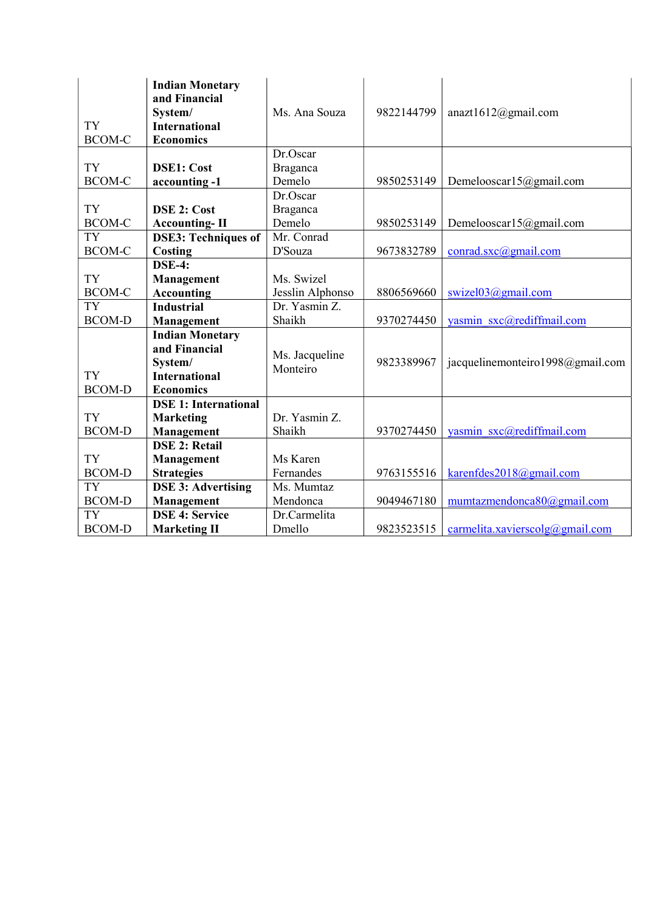| | | | | |
|---|---|---|---|---|
| TY BCOM-C | **Indian Monetary and Financial System/ International Economics** | Ms. Ana Souza | 9822144799 | anazt1612@gmail.com |
| TY BCOM-C | **DSE1: Cost accounting -1** | Dr.Oscar Braganca Demelo | 9850253149 | Demelooscar15@gmail.com |
| TY BCOM-C | **DSE 2: Cost Accounting- II** | Dr.Oscar Braganca Demelo | 9850253149 | Demelooscar15@gmail.com |
| TY BCOM-C | **DSE3: Techniques of Costing** | Mr. Conrad D'Souza | 9673832789 | conrad.sxc@gmail.com |
| TY BCOM-C | **DSE-4: Management Accounting** | Ms. Swizel Jesslin Alphonso | 8806569660 | swizel03@gmail.com |
| TY BCOM-D | **Industrial Management** | Dr. Yasmin Z. Shaikh | 9370274450 | yasmin_sxc@rediffmail.com |
| TY BCOM-D | **Indian Monetary and Financial System/ International Economics** | Ms. Jacqueline Monteiro | 9823389967 | jacquelinemonteiro1998@gmail.com |
| TY BCOM-D | **DSE 1: International Marketing Management** | Dr. Yasmin Z. Shaikh | 9370274450 | yasmin_sxc@rediffmail.com |
| TY BCOM-D | **DSE 2: Retail Management Strategies** | Ms Karen Fernandes | 9763155516 | karenfdes2018@gmail.com |
| TY BCOM-D | **DSE 3: Advertising Management** | Ms. Mumtaz Mendonca | 9049467180 | mumtazmendonca80@gmail.com |
| TY BCOM-D | **DSE 4: Service Marketing II** | Dr.Carmelita Dmello | 9823523515 | carmelita.xavierscolg@gmail.com |